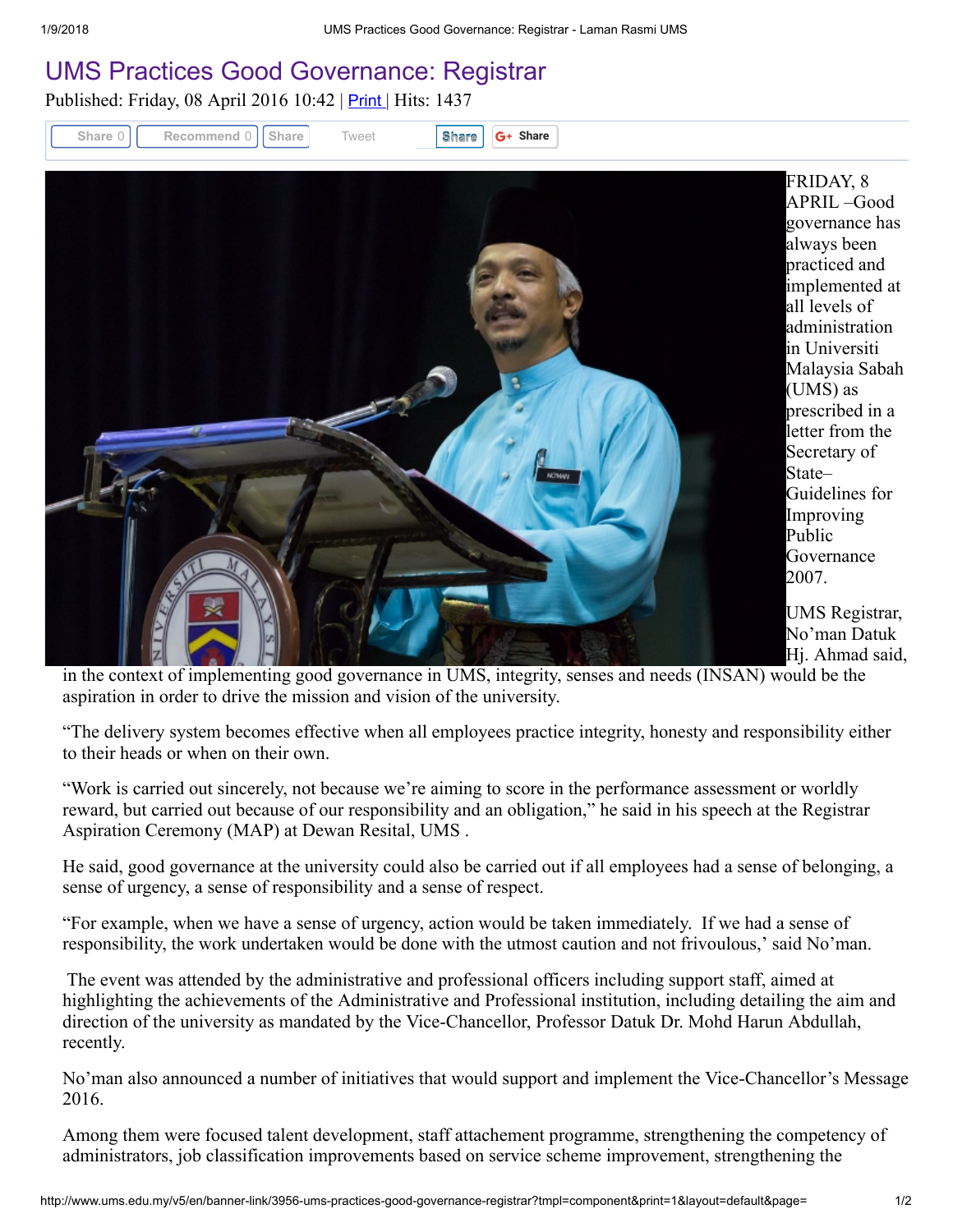# UMS Practices Good Governance: Registrar

Published: Friday, 08 April 2016 10:42 | Print | Hits: 1437

FRIDAY, 8 APRIL –Good governance has always been practiced and implemented at all levels of administration in Universiti Malaysia Sabah (UMS) as prescribed in a letter from the Secretary of State– Guidelines for Improving Public Governance 2007.

UMS Registrar, No'man Datuk Hj. Ahmad said, in the context of implementing good governance in UMS, integrity, senses and needs (INSAN) would be the aspiration in order to drive the mission and vision of the university.

"The delivery system becomes effective when all employees practice integrity, honesty and responsibility either to their heads or when on their own.

"Work is carried out sincerely, not because we're aiming to score in the performance assessment or worldly reward, but carried out because of our responsibility and an obligation," he said in his speech at the Registrar Aspiration Ceremony (MAP) at Dewan Resital, UMS .

He said, good governance at the university could also be carried out if all employees had a sense of belonging, a sense of urgency, a sense of responsibility and a sense of respect.

"For example, when we have a sense of urgency, action would be taken immediately. If we had a sense of responsibility, the work undertaken would be done with the utmost caution and not frivolous,' said No'man.

The event was attended by the administrative and professional officers including support staff, aimed at highlighting the achievements of the Administrative and Professional institution, including detailing the aim and direction of the university as mandated by the Vice-Chancellor, Professor Datuk Dr. Mohd Harun Abdullah, recently.

No'man also announced a number of initiatives that would support and implement the Vice-Chancellor's Message 2016.

Among them were focused talent development, staff attachement programme, strengthening the competency of administrators, job classification improvements based on service scheme improvement, strengthening the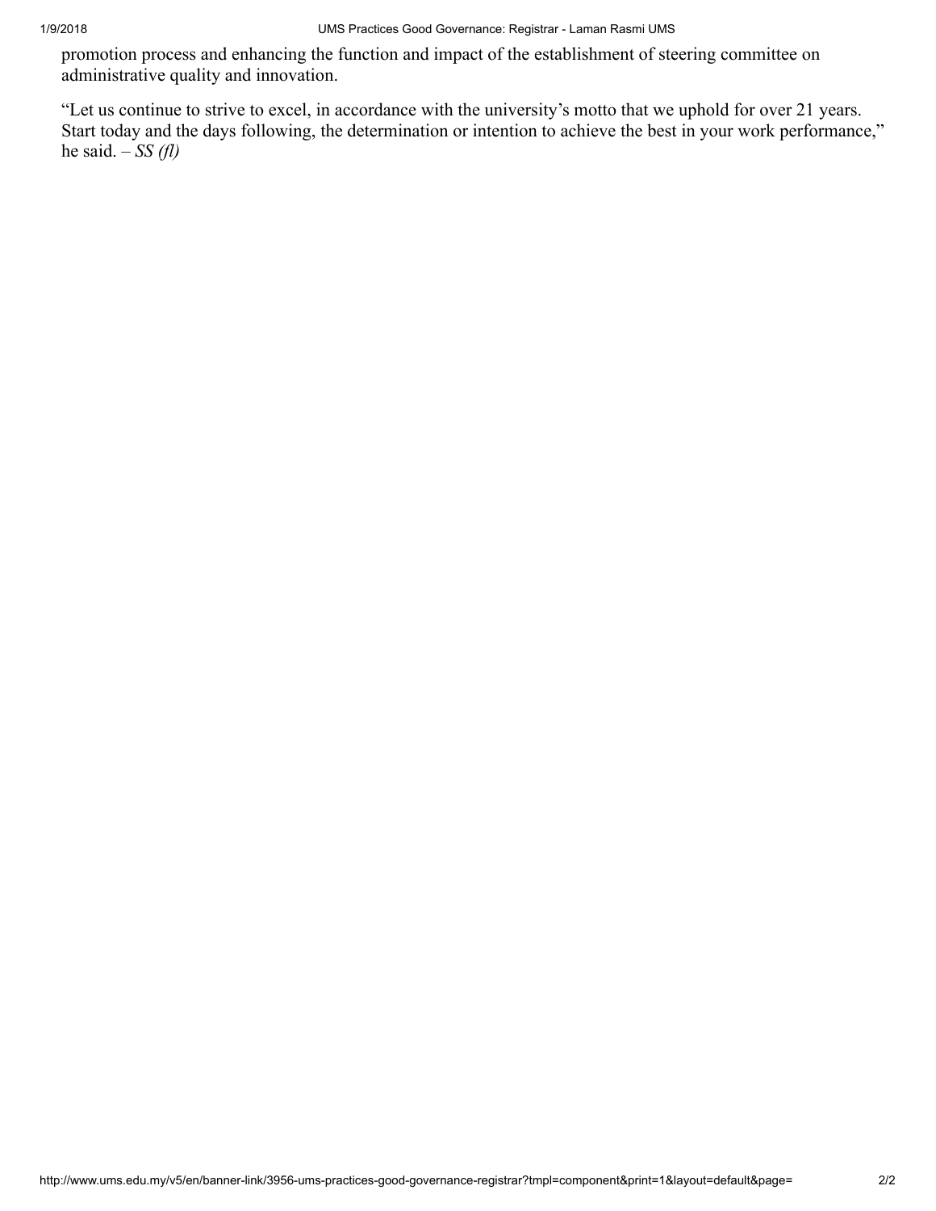promotion process and enhancing the function and impact of the establishment of steering committee on administrative quality and innovation.

"Let us continue to strive to excel, in accordance with the university's motto that we uphold for over 21 years. Start today and the days following, the determination or intention to achieve the best in your work performance," he said. – *SS (fl)*